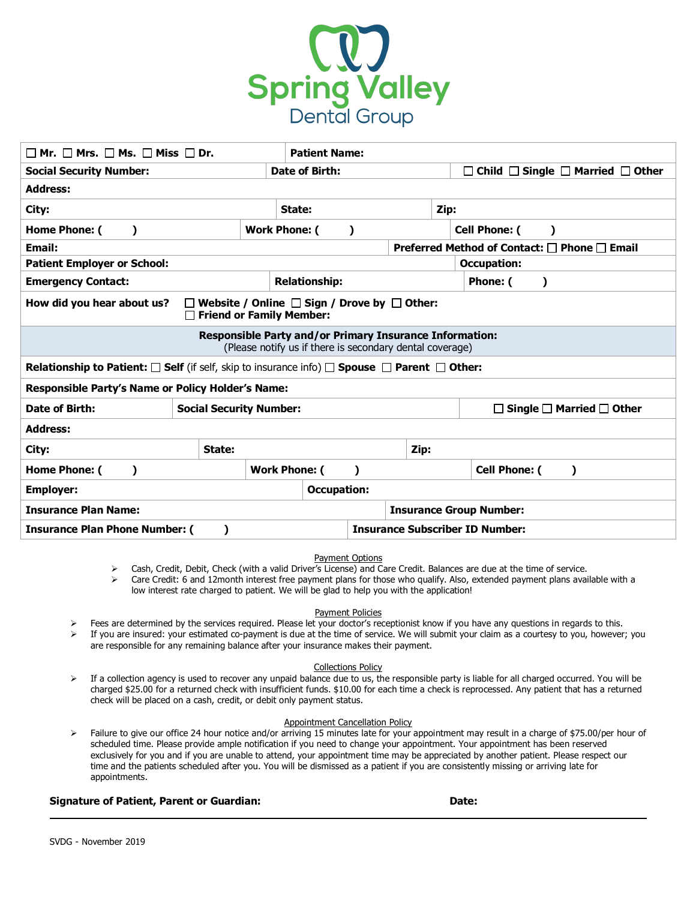# Spring Valley Dental Group

| ☐ Mr. ☐ Mrs. ☐ Ms. ☐ Miss ☐ Dr. | **Patient Name:** | |
|---|---|---|
| **Social Security Number:** | **Date of Birth:** | ☐ Child ☐ Single ☐ Married ☐ Other |
| **Address:** | | |
| **City:** | **State:** | **Zip:** |
| **Home Phone: (     )** | **Work Phone: (     )** | **Cell Phone: (     )** |
| **Email:** | **Preferred Method of Contact:** ☐ Phone ☐ Email | |
| **Patient Employer or School:** | **Occupation:** | |
| **Emergency Contact:** | **Relationship:** | **Phone: (     )** |
| **How did you hear about us?** | ☐ Website / Online ☐ Sign / Drove by ☐ Other: ☐ Friend or Family Member: | |

**Responsible Party and/or Primary Insurance Information:**
(Please notify us if there is secondary dental coverage)

| **Relationship to Patient:** ☐ **Self** (if self, skip to insurance info) ☐ **Spouse** ☐ **Parent** ☐ **Other:** | | |
|---|---|---|
| **Responsible Party's Name or Policy Holder's Name:** | | |
| **Date of Birth:** | **Social Security Number:** | ☐ Single ☐ Married ☐ Other |
| **Address:** | | |
| **City:** | **State:** | **Zip:** |
| **Home Phone: (     )** | **Work Phone: (     )** | **Cell Phone: (     )** |
| **Employer:** | **Occupation:** | |
| **Insurance Plan Name:** | **Insurance Group Number:** | |
| **Insurance Plan Phone Number: (     )** | **Insurance Subscriber ID Number:** | |

## Payment Options

- Cash, Credit, Debit, Check (with a valid Driver's License) and Care Credit. Balances are due at the time of service.
- Care Credit: 6 and 12month interest free payment plans for those who qualify. Also, extended payment plans available with a low interest rate charged to patient. We will be glad to help you with the application!

## Payment Policies

- Fees are determined by the services required. Please let your doctor's receptionist know if you have any questions in regards to this.
- If you are insured: your estimated co-payment is due at the time of service. We will submit your claim as a courtesy to you, however; you are responsible for any remaining balance after your insurance makes their payment.

## Collections Policy

- If a collection agency is used to recover any unpaid balance due to us, the responsible party is liable for all charged occurred. You will be charged $25.00 for a returned check with insufficient funds. $10.00 for each time a check is reprocessed. Any patient that has a returned check will be placed on a cash, credit, or debit only payment status.

## Appointment Cancellation Policy

- Failure to give our office 24 hour notice and/or arriving 15 minutes late for your appointment may result in a charge of $75.00/per hour of scheduled time. Please provide ample notification if you need to change your appointment. Your appointment has been reserved exclusively for you and if you are unable to attend, your appointment time may be appreciated by another patient. Please respect our time and the patients scheduled after you. You will be dismissed as a patient if you are consistently missing or arriving late for appointments.

**Signature of Patient, Parent or Guardian:** ______________________ **Date:** __________

SVDG - November 2019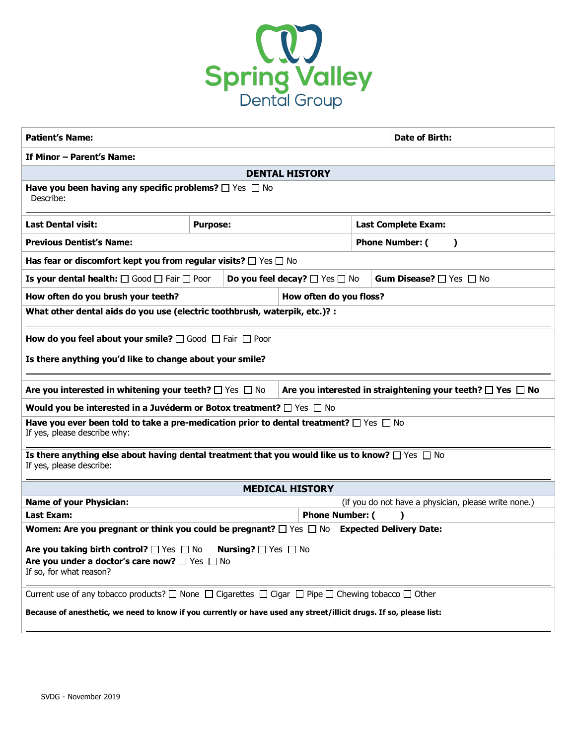# Spring Valley Dental Group

**Patient's Name:** | **Date of Birth:**

**If Minor – Parent's Name:**

## DENTAL HISTORY

**Have you been having any specific problems?** ☐ Yes ☐ No
Describe:

| **Last Dental visit:** | **Purpose:** | **Last Complete Exam:** |
|---|---|---|

**Previous Dentist's Name:** | **Phone Number: (  )**

**Has fear or discomfort kept you from regular visits?** ☐ Yes ☐ No

**Is your dental health:** ☐ Good ☐ Fair ☐ Poor | **Do you feel decay?** ☐ Yes ☐ No | **Gum Disease?** ☐ Yes ☐ No

**How often do you brush your teeth?** | **How often do you floss?**

**What other dental aids do you use (electric toothbrush, waterpik, etc.)? :**

**How do you feel about your smile?** ☐ Good ☐ Fair ☐ Poor

**Is there anything you'd like to change about your smile?**

**Are you interested in whitening your teeth?** ☐ Yes ☐ No | **Are you interested in straightening your teeth?** ☐ **Yes** ☐ **No**

**Would you be interested in a Juvéderm or Botox treatment?** ☐ Yes ☐ No

**Have you ever been told to take a pre-medication prior to dental treatment?** ☐ Yes ☐ No
If yes, please describe why:

**Is there anything else about having dental treatment that you would like us to know?** ☐ Yes ☐ No
If yes, please describe:

## MEDICAL HISTORY

**Name of your Physician:** (if you do not have a physician, please write none.)

**Last Exam:** | **Phone Number: (  )**

**Women: Are you pregnant or think you could be pregnant?** ☐ Yes ☐ No **Expected Delivery Date:**

**Are you taking birth control?** ☐ Yes ☐ No **Nursing?** ☐ Yes ☐ No

**Are you under a doctor's care now?** ☐ Yes ☐ No
If so, for what reason?

Current use of any tobacco products? ☐ None ☐ Cigarettes ☐ Cigar ☐ Pipe ☐ Chewing tobacco ☐ Other

**Because of anesthetic, we need to know if you currently or have used any street/illicit drugs. If so, please list:**

SVDG - November 2019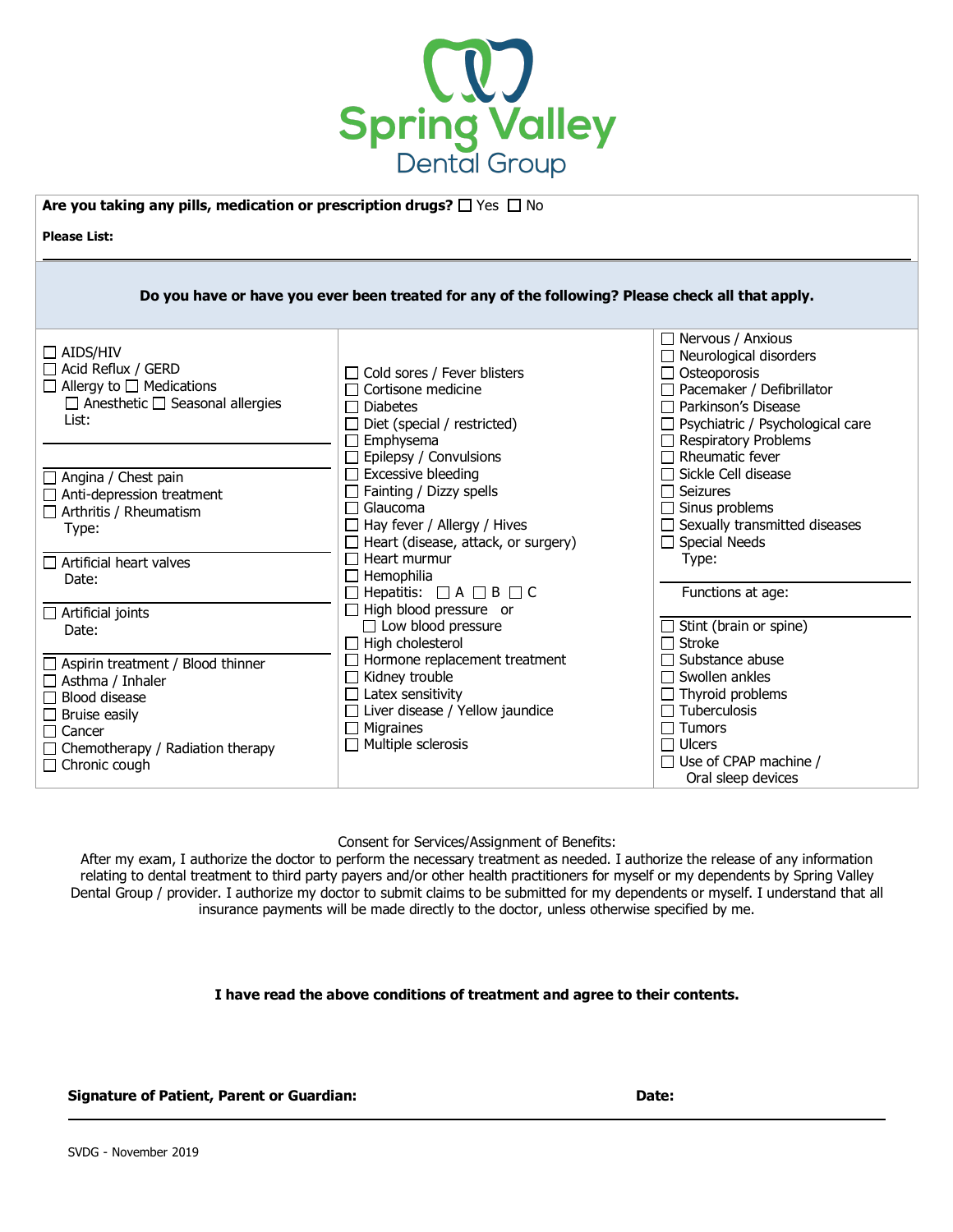# Spring Valley Dental Group

**Are you taking any pills, medication or prescription drugs?** ☐ Yes ☐ No

**Please List:**

**Do you have or have you ever been treated for any of the following? Please check all that apply.**

- ☐ AIDS/HIV
- ☐ Acid Reflux / GERD
- ☐ Allergy to ☐ Medications
  - ☐ Anesthetic ☐ Seasonal allergies
  - List:
- ☐ Angina / Chest pain
- ☐ Anti-depression treatment
- ☐ Arthritis / Rheumatism
  - Type:
- ☐ Artificial heart valves
  - Date:
- ☐ Artificial joints
  - Date:
- ☐ Aspirin treatment / Blood thinner
- ☐ Asthma / Inhaler
- ☐ Blood disease
- ☐ Bruise easily
- ☐ Cancer
- ☐ Chemotherapy / Radiation therapy
- ☐ Chronic cough
- ☐ Cold sores / Fever blisters
- ☐ Cortisone medicine
- ☐ Diabetes
- ☐ Diet (special / restricted)
- ☐ Emphysema
- ☐ Epilepsy / Convulsions
- ☐ Excessive bleeding
- ☐ Fainting / Dizzy spells
- ☐ Glaucoma
- ☐ Hay fever / Allergy / Hives
- ☐ Heart (disease, attack, or surgery)
- ☐ Heart murmur
- ☐ Hemophilia
- ☐ Hepatitis: ☐ A ☐ B ☐ C
- ☐ High blood pressure or
  - ☐ Low blood pressure
- ☐ High cholesterol
- ☐ Hormone replacement treatment
- ☐ Kidney trouble
- ☐ Latex sensitivity
- ☐ Liver disease / Yellow jaundice
- ☐ Migraines
- ☐ Multiple sclerosis
- ☐ Nervous / Anxious
- ☐ Neurological disorders
- ☐ Osteoporosis
- ☐ Pacemaker / Defibrillator
- ☐ Parkinson's Disease
- ☐ Psychiatric / Psychological care
- ☐ Respiratory Problems
- ☐ Rheumatic fever
- ☐ Sickle Cell disease
- ☐ Seizures
- ☐ Sinus problems
- ☐ Sexually transmitted diseases
- ☐ Special Needs
  - Type:
  - Functions at age:
- ☐ Stint (brain or spine)
- ☐ Stroke
- ☐ Substance abuse
- ☐ Swollen ankles
- ☐ Thyroid problems
- ☐ Tuberculosis
- ☐ Tumors
- ☐ Ulcers
- ☐ Use of CPAP machine / Oral sleep devices

Consent for Services/Assignment of Benefits:

After my exam, I authorize the doctor to perform the necessary treatment as needed. I authorize the release of any information relating to dental treatment to third party payers and/or other health practitioners for myself or my dependents by Spring Valley Dental Group / provider. I authorize my doctor to submit claims to be submitted for my dependents or myself. I understand that all insurance payments will be made directly to the doctor, unless otherwise specified by me.

**I have read the above conditions of treatment and agree to their contents.**

**Signature of Patient, Parent or Guardian:** **Date:**

SVDG - November 2019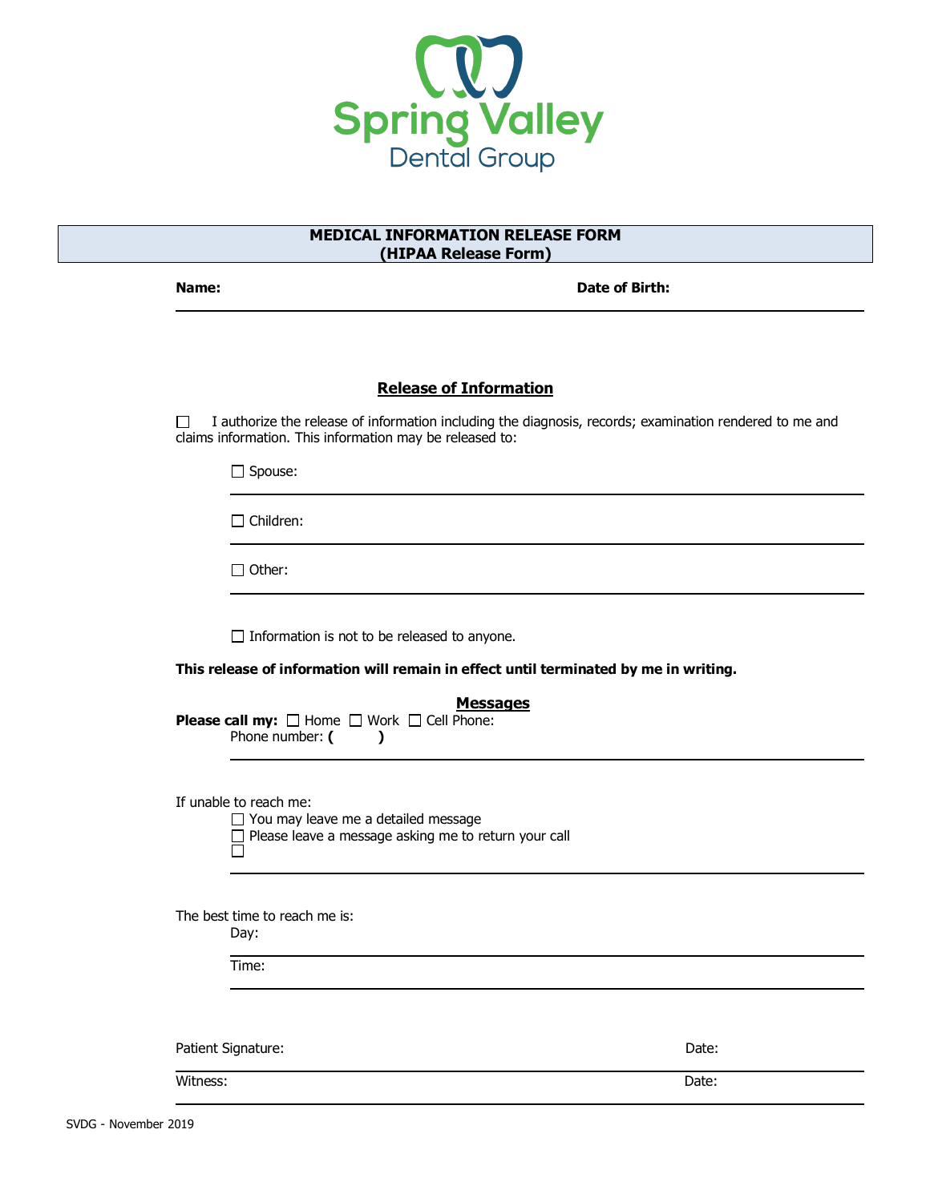Spring Valley
Dental Group

## MEDICAL INFORMATION RELEASE FORM
## (HIPAA Release Form)

**Name:** ______________________________ **Date of Birth:** ______________

### Release of Information

☐ I authorize the release of information including the diagnosis, records; examination rendered to me and claims information. This information may be released to:

☐ Spouse: ______________________________

☐ Children: ______________________________

☐ Other: ______________________________

☐ Information is not to be released to anyone.

**This release of information will remain in effect until terminated by me in writing.**

### Messages

**Please call my:** ☐ Home ☐ Work ☐ Cell Phone:
Phone number: **(      )** ______________________________

If unable to reach me:
☐ You may leave me a detailed message
☐ Please leave a message asking me to return your call
☐ ______________________________

The best time to reach me is:
Day: ______________________________
Time: ______________________________

Patient Signature: ______________________________ Date: ______________

Witness: ______________________________ Date: ______________

SVDG - November 2019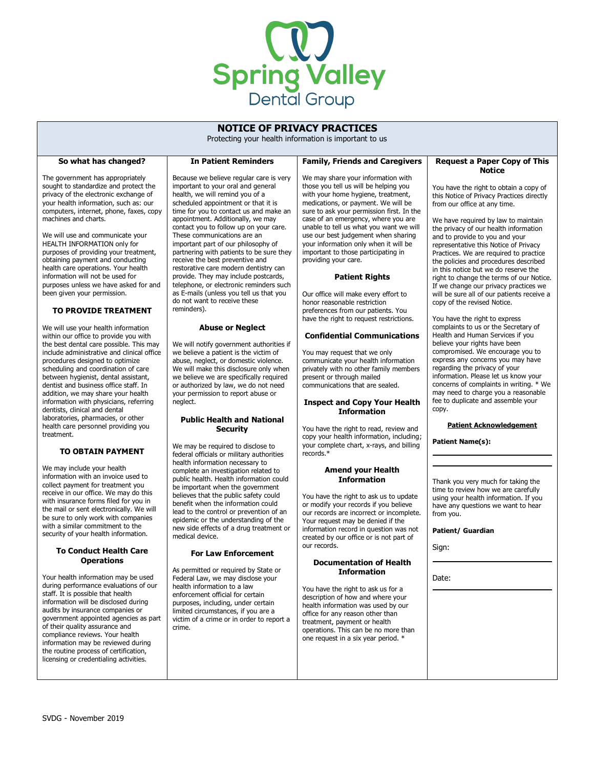Spring Valley Dental Group

# NOTICE OF PRIVACY PRACTICES

Protecting your health information is important to us

### So what has changed?

The government has appropriately sought to standardize and protect the privacy of the electronic exchange of your health information, such as: our computers, internet, phone, faxes, copy machines and charts.

We will use and communicate your HEALTH INFORMATION only for purposes of providing your treatment, obtaining payment and conducting health care operations. Your health information will not be used for purposes unless we have asked for and been given your permission.

### TO PROVIDE TREATMENT

We will use your health information within our office to provide you with the best dental care possible. This may include administrative and clinical office procedures designed to optimize scheduling and coordination of care between hygienist, dental assistant, dentist and business office staff. In addition, we may share your health information with physicians, referring dentists, clinical and dental laboratories, pharmacies, or other health care personnel providing you treatment.

### TO OBTAIN PAYMENT

We may include your health information with an invoice used to collect payment for treatment you receive in our office. We may do this with insurance forms filed for you in the mail or sent electronically. We will be sure to only work with companies with a similar commitment to the security of your health information.

### To Conduct Health Care Operations

Your health information may be used during performance evaluations of our staff. It is possible that health information will be disclosed during audits by insurance companies or government appointed agencies as part of their quality assurance and compliance reviews. Your health information may be reviewed during the routine process of certification, licensing or credentialing activities.

### In Patient Reminders

Because we believe regular care is very important to your oral and general health, we will remind you of a scheduled appointment or that it is time for you to contact us and make an appointment. Additionally, we may contact you to follow up on your care. These communications are an important part of our philosophy of partnering with patients to be sure they receive the best preventive and restorative care modern dentistry can provide. They may include postcards, telephone, or electronic reminders such as E-mails (unless you tell us that you do not want to receive these reminders).

### Abuse or Neglect

We will notify government authorities if we believe a patient is the victim of abuse, neglect, or domestic violence. We will make this disclosure only when we believe we are specifically required or authorized by law, we do not need your permission to report abuse or neglect.

### Public Health and National Security

We may be required to disclose to federal officials or military authorities health information necessary to complete an investigation related to public health. Health information could be important when the government believes that the public safety could benefit when the information could lead to the control or prevention of an epidemic or the understanding of the new side effects of a drug treatment or medical device.

### For Law Enforcement

As permitted or required by State or Federal Law, we may disclose your health information to a law enforcement official for certain purposes, including, under certain limited circumstances, if you are a victim of a crime or in order to report a crime.

### Family, Friends and Caregivers

We may share your information with those you tell us will be helping you with your home hygiene, treatment, medications, or payment. We will be sure to ask your permission first. In the case of an emergency, where you are unable to tell us what you want we will use our best judgement when sharing your information only when it will be important to those participating in providing your care.

### Patient Rights

Our office will make every effort to honor reasonable restriction preferences from our patients. You have the right to request restrictions.

### Confidential Communications

You may request that we only communicate your health information privately with no other family members present or through mailed communications that are sealed.

### Inspect and Copy Your Health Information

You have the right to read, review and copy your health information, including; your complete chart, x-rays, and billing records.*

### Amend your Health Information

You have the right to ask us to update or modify your records if you believe our records are incorrect or incomplete. Your request may be denied if the information record in question was not created by our office or is not part of our records.

### Documentation of Health Information

You have the right to ask us for a description of how and where your health information was used by our office for any reason other than treatment, payment or health operations. This can be no more than one request in a six year period. *

### Request a Paper Copy of This Notice

You have the right to obtain a copy of this Notice of Privacy Practices directly from our office at any time.

We have required by law to maintain the privacy of our health information and to provide to you and your representative this Notice of Privacy Practices. We are required to practice the policies and procedures described in this notice but we do reserve the right to change the terms of our Notice. If we change our privacy practices we will be sure all of our patients receive a copy of the revised Notice.

You have the right to express complaints to us or the Secretary of Health and Human Services if you believe your rights have been compromised. We encourage you to express any concerns you may have regarding the privacy of your information. Please let us know your concerns of complaints in writing. * We may need to charge you a reasonable fee to duplicate and assemble your copy.

**Patient Acknowledgement**

**Patient Name(s):**

______________________________

______________________________

Thank you very much for taking the time to review how we are carefully using your health information. If you have any questions we want to hear from you.

**Patient/ Guardian**

Sign:

______________________________

Date:

______________________________

SVDG - November 2019